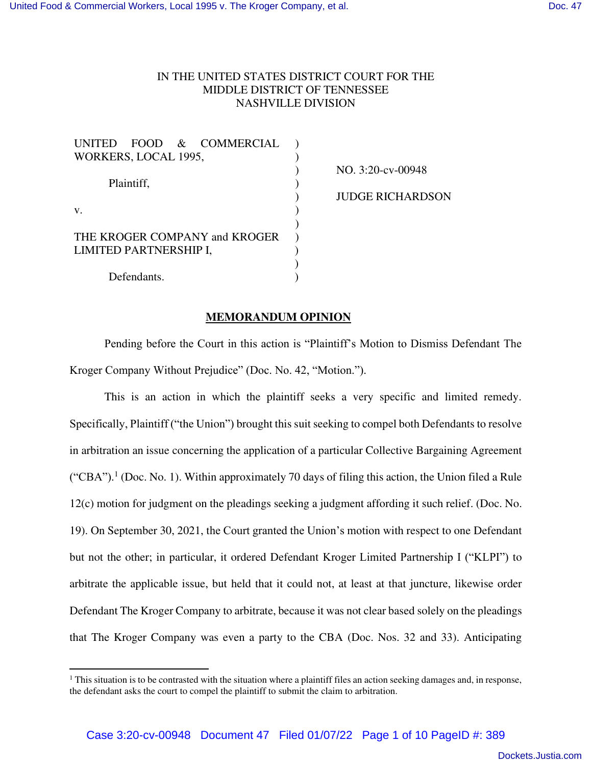IN THE UNITED STATES DISTRICT COURT FOR THE
MIDDLE DISTRICT OF TENNESSEE
NASHVILLE DIVISION

UNITED FOOD & COMMERCIAL WORKERS, LOCAL 1995,

Plaintiff,

v.

THE KROGER COMPANY and KROGER LIMITED PARTNERSHIP I,

Defendants.

NO. 3:20-cv-00948

JUDGE RICHARDSON

**MEMORANDUM OPINION**

Pending before the Court in this action is "Plaintiff's Motion to Dismiss Defendant The Kroger Company Without Prejudice" (Doc. No. 42, "Motion.").

This is an action in which the plaintiff seeks a very specific and limited remedy. Specifically, Plaintiff ("the Union") brought this suit seeking to compel both Defendants to resolve in arbitration an issue concerning the application of a particular Collective Bargaining Agreement ("CBA").[1] (Doc. No. 1). Within approximately 70 days of filing this action, the Union filed a Rule 12(c) motion for judgment on the pleadings seeking a judgment affording it such relief. (Doc. No. 19). On September 30, 2021, the Court granted the Union's motion with respect to one Defendant but not the other; in particular, it ordered Defendant Kroger Limited Partnership I ("KLPI") to arbitrate the applicable issue, but held that it could not, at least at that juncture, likewise order Defendant The Kroger Company to arbitrate, because it was not clear based solely on the pleadings that The Kroger Company was even a party to the CBA (Doc. Nos. 32 and 33). Anticipating

[1] This situation is to be contrasted with the situation where a plaintiff files an action seeking damages and, in response, the defendant asks the court to compel the plaintiff to submit the claim to arbitration.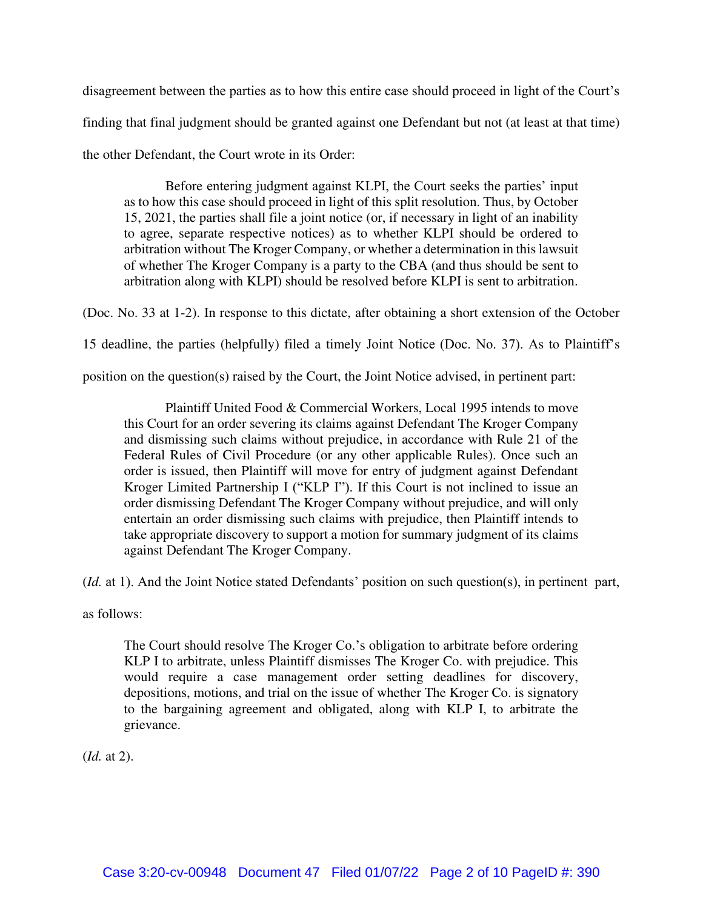disagreement between the parties as to how this entire case should proceed in light of the Court's finding that final judgment should be granted against one Defendant but not (at least at that time) the other Defendant, the Court wrote in its Order:

> Before entering judgment against KLPI, the Court seeks the parties' input as to how this case should proceed in light of this split resolution. Thus, by October 15, 2021, the parties shall file a joint notice (or, if necessary in light of an inability to agree, separate respective notices) as to whether KLPI should be ordered to arbitration without The Kroger Company, or whether a determination in this lawsuit of whether The Kroger Company is a party to the CBA (and thus should be sent to arbitration along with KLPI) should be resolved before KLPI is sent to arbitration.

(Doc. No. 33 at 1-2). In response to this dictate, after obtaining a short extension of the October 15 deadline, the parties (helpfully) filed a timely Joint Notice (Doc. No. 37). As to Plaintiff's position on the question(s) raised by the Court, the Joint Notice advised, in pertinent part:

> Plaintiff United Food & Commercial Workers, Local 1995 intends to move this Court for an order severing its claims against Defendant The Kroger Company and dismissing such claims without prejudice, in accordance with Rule 21 of the Federal Rules of Civil Procedure (or any other applicable Rules). Once such an order is issued, then Plaintiff will move for entry of judgment against Defendant Kroger Limited Partnership I ("KLP I"). If this Court is not inclined to issue an order dismissing Defendant The Kroger Company without prejudice, and will only entertain an order dismissing such claims with prejudice, then Plaintiff intends to take appropriate discovery to support a motion for summary judgment of its claims against Defendant The Kroger Company.

(*Id.* at 1). And the Joint Notice stated Defendants' position on such question(s), in pertinent part, as follows:

> The Court should resolve The Kroger Co.'s obligation to arbitrate before ordering KLP I to arbitrate, unless Plaintiff dismisses The Kroger Co. with prejudice. This would require a case management order setting deadlines for discovery, depositions, motions, and trial on the issue of whether The Kroger Co. is signatory to the bargaining agreement and obligated, along with KLP I, to arbitrate the grievance.

(*Id.* at 2).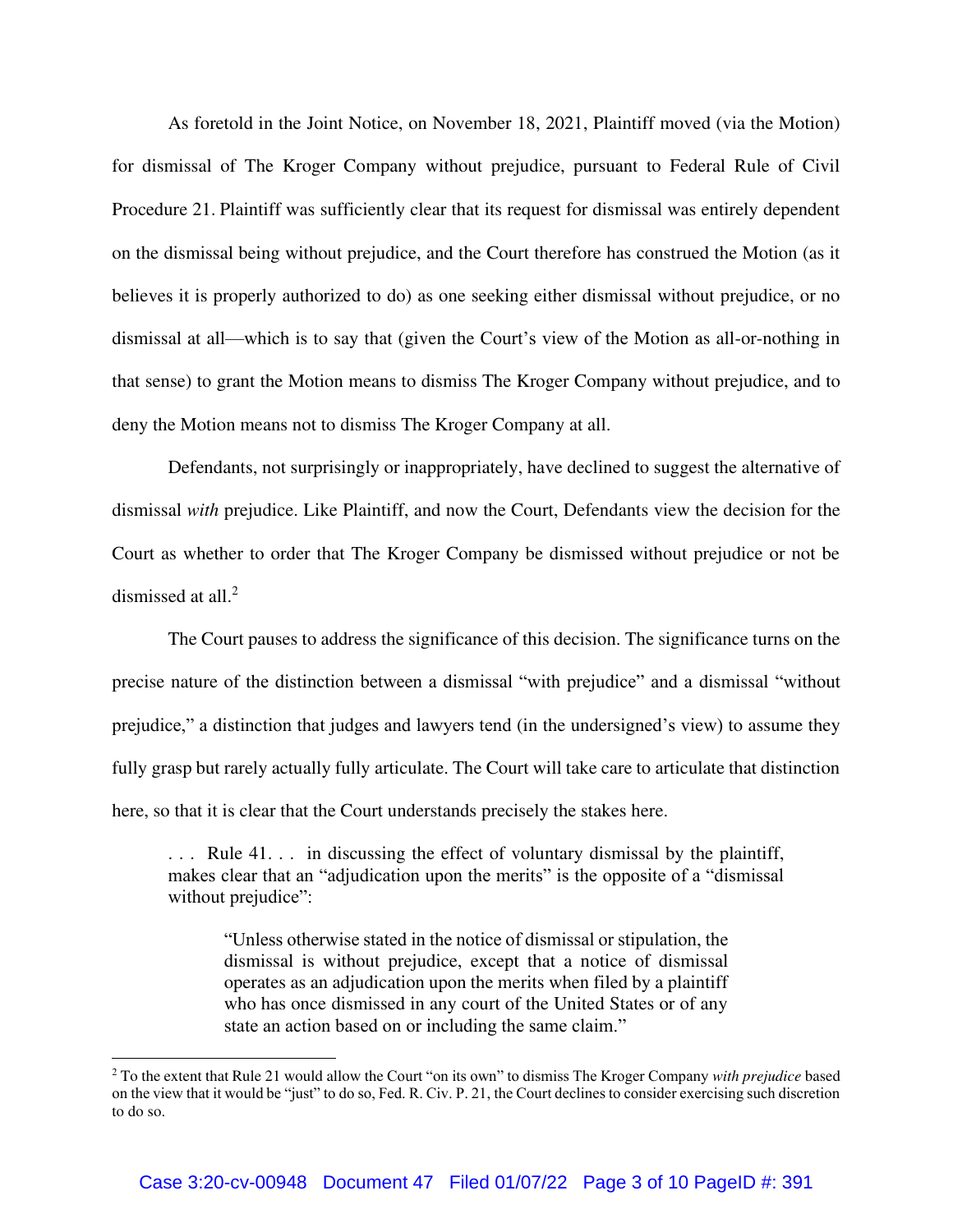As foretold in the Joint Notice, on November 18, 2021, Plaintiff moved (via the Motion) for dismissal of The Kroger Company without prejudice, pursuant to Federal Rule of Civil Procedure 21. Plaintiff was sufficiently clear that its request for dismissal was entirely dependent on the dismissal being without prejudice, and the Court therefore has construed the Motion (as it believes it is properly authorized to do) as one seeking either dismissal without prejudice, or no dismissal at all—which is to say that (given the Court's view of the Motion as all-or-nothing in that sense) to grant the Motion means to dismiss The Kroger Company without prejudice, and to deny the Motion means not to dismiss The Kroger Company at all.

Defendants, not surprisingly or inappropriately, have declined to suggest the alternative of dismissal *with* prejudice. Like Plaintiff, and now the Court, Defendants view the decision for the Court as whether to order that The Kroger Company be dismissed without prejudice or not be dismissed at all.[2]

The Court pauses to address the significance of this decision. The significance turns on the precise nature of the distinction between a dismissal "with prejudice" and a dismissal "without prejudice," a distinction that judges and lawyers tend (in the undersigned's view) to assume they fully grasp but rarely actually fully articulate. The Court will take care to articulate that distinction here, so that it is clear that the Court understands precisely the stakes here.

> . . . Rule 41. . . in discussing the effect of voluntary dismissal by the plaintiff, makes clear that an "adjudication upon the merits" is the opposite of a "dismissal without prejudice":
>
> > "Unless otherwise stated in the notice of dismissal or stipulation, the dismissal is without prejudice, except that a notice of dismissal operates as an adjudication upon the merits when filed by a plaintiff who has once dismissed in any court of the United States or of any state an action based on or including the same claim."

---

[2] To the extent that Rule 21 would allow the Court "on its own" to dismiss The Kroger Company *with prejudice* based on the view that it would be "just" to do so, Fed. R. Civ. P. 21, the Court declines to consider exercising such discretion to do so.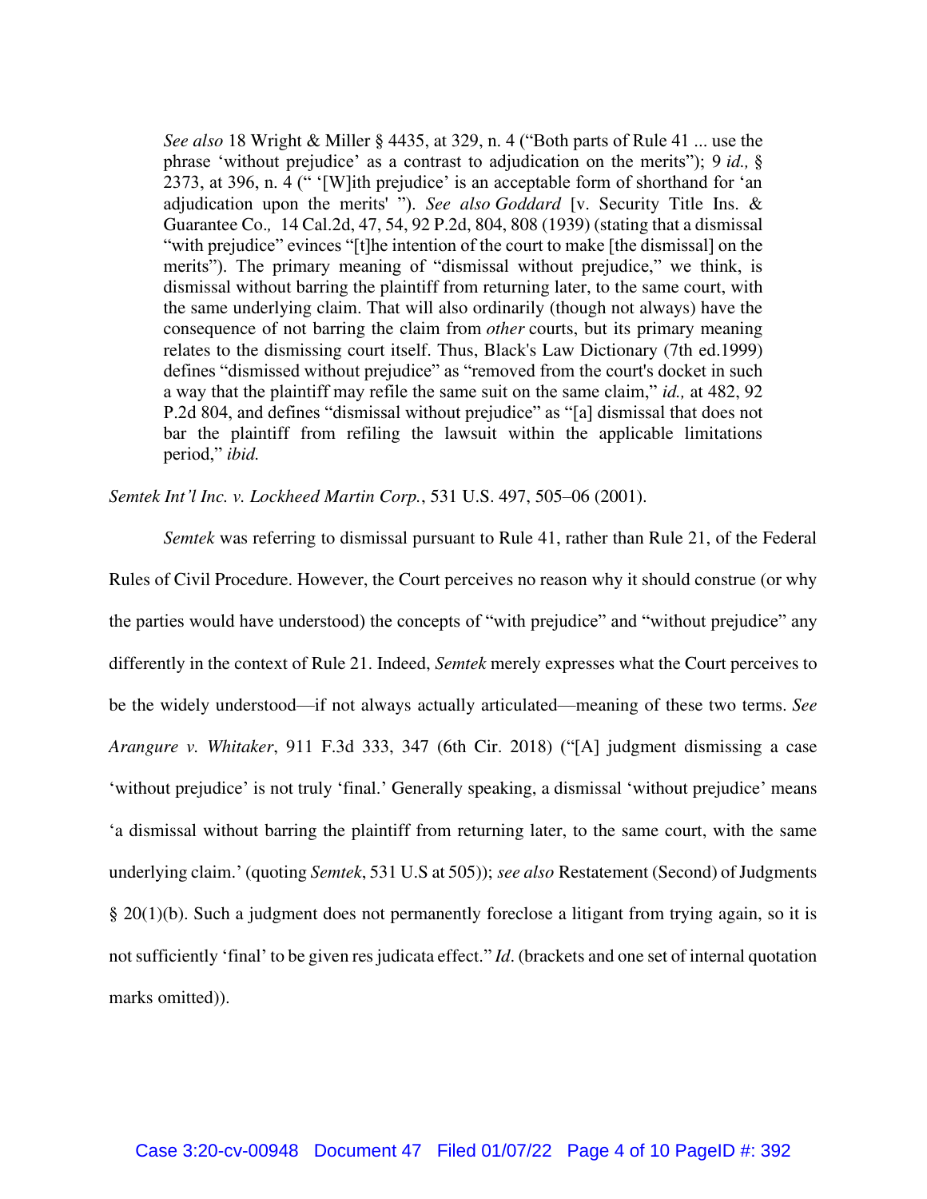> *See also* 18 Wright & Miller § 4435, at 329, n. 4 ("Both parts of Rule 41 ... use the phrase 'without prejudice' as a contrast to adjudication on the merits"); 9 *id.,* § 2373, at 396, n. 4 (" '[W]ith prejudice' is an acceptable form of shorthand for 'an adjudication upon the merits' "). *See also Goddard* [v. Security Title Ins. & Guarantee Co., 14 Cal.2d, 47, 54, 92 P.2d, 804, 808 (1939) (stating that a dismissal "with prejudice" evinces "[t]he intention of the court to make [the dismissal] on the merits"). The primary meaning of "dismissal without prejudice," we think, is dismissal without barring the plaintiff from returning later, to the same court, with the same underlying claim. That will also ordinarily (though not always) have the consequence of not barring the claim from *other* courts, but its primary meaning relates to the dismissing court itself. Thus, Black's Law Dictionary (7th ed.1999) defines "dismissed without prejudice" as "removed from the court's docket in such a way that the plaintiff may refile the same suit on the same claim," *id.,* at 482, 92 P.2d 804, and defines "dismissal without prejudice" as "[a] dismissal that does not bar the plaintiff from refiling the lawsuit within the applicable limitations period," *ibid.*

*Semtek Int'l Inc. v. Lockheed Martin Corp.*, 531 U.S. 497, 505–06 (2001).

*Semtek* was referring to dismissal pursuant to Rule 41, rather than Rule 21, of the Federal Rules of Civil Procedure. However, the Court perceives no reason why it should construe (or why the parties would have understood) the concepts of "with prejudice" and "without prejudice" any differently in the context of Rule 21. Indeed, *Semtek* merely expresses what the Court perceives to be the widely understood—if not always actually articulated—meaning of these two terms. *See Arangure v. Whitaker*, 911 F.3d 333, 347 (6th Cir. 2018) ("[A] judgment dismissing a case 'without prejudice' is not truly 'final.' Generally speaking, a dismissal 'without prejudice' means 'a dismissal without barring the plaintiff from returning later, to the same court, with the same underlying claim.' (quoting *Semtek*, 531 U.S at 505)); *see also* Restatement (Second) of Judgments § 20(1)(b). Such a judgment does not permanently foreclose a litigant from trying again, so it is not sufficiently 'final' to be given res judicata effect." *Id*. (brackets and one set of internal quotation marks omitted)).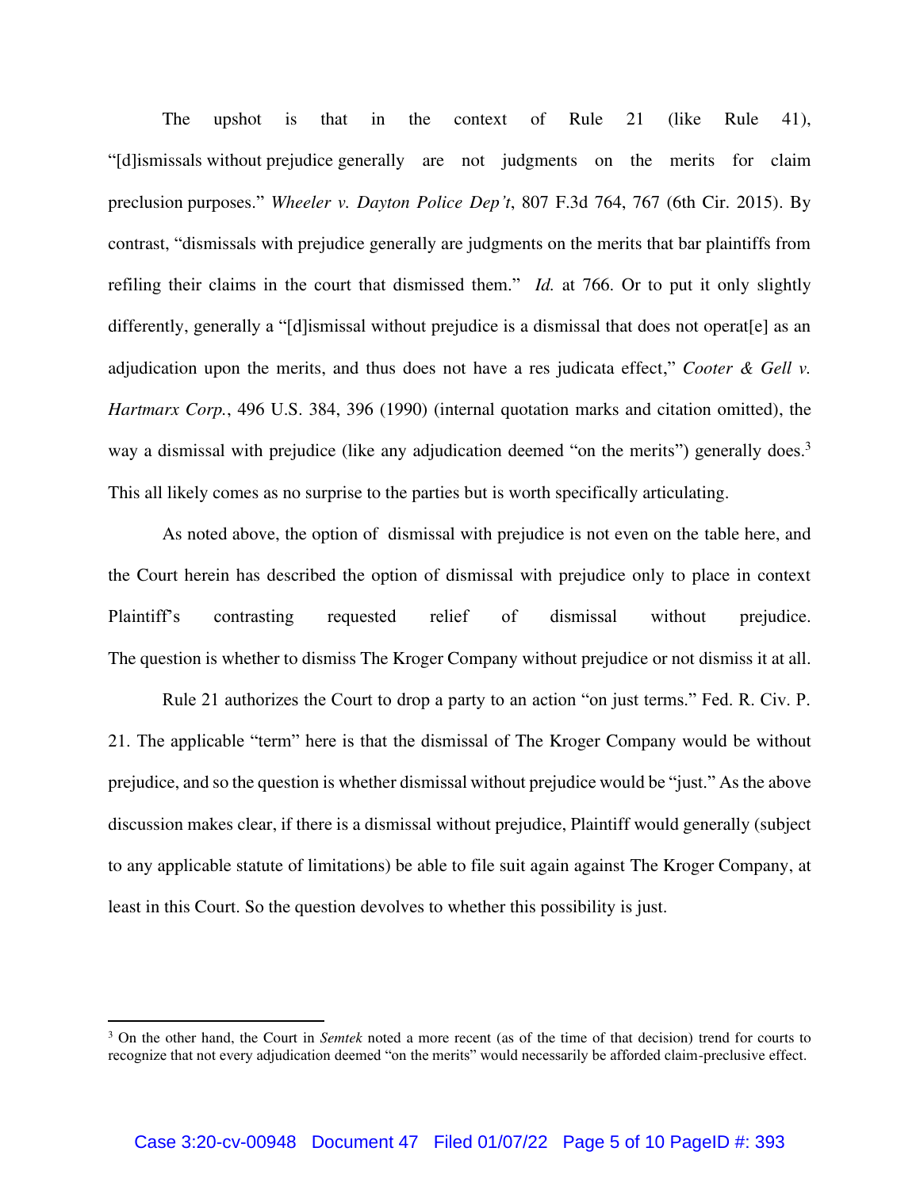The upshot is that in the context of Rule 21 (like Rule 41), "[d]ismissals without prejudice generally are not judgments on the merits for claim preclusion purposes." *Wheeler v. Dayton Police Dep't*, 807 F.3d 764, 767 (6th Cir. 2015). By contrast, "dismissals with prejudice generally are judgments on the merits that bar plaintiffs from refiling their claims in the court that dismissed them." *Id.* at 766. Or to put it only slightly differently, generally a "[d]ismissal without prejudice is a dismissal that does not operat[e] as an adjudication upon the merits, and thus does not have a res judicata effect," *Cooter & Gell v. Hartmarx Corp.*, 496 U.S. 384, 396 (1990) (internal quotation marks and citation omitted), the way a dismissal with prejudice (like any adjudication deemed "on the merits") generally does.[3] This all likely comes as no surprise to the parties but is worth specifically articulating.

As noted above, the option of dismissal with prejudice is not even on the table here, and the Court herein has described the option of dismissal with prejudice only to place in context Plaintiff's contrasting requested relief of dismissal without prejudice. The question is whether to dismiss The Kroger Company without prejudice or not dismiss it at all.

Rule 21 authorizes the Court to drop a party to an action "on just terms." Fed. R. Civ. P. 21. The applicable "term" here is that the dismissal of The Kroger Company would be without prejudice, and so the question is whether dismissal without prejudice would be "just." As the above discussion makes clear, if there is a dismissal without prejudice, Plaintiff would generally (subject to any applicable statute of limitations) be able to file suit again against The Kroger Company, at least in this Court. So the question devolves to whether this possibility is just.

---

[3] On the other hand, the Court in *Semtek* noted a more recent (as of the time of that decision) trend for courts to recognize that not every adjudication deemed "on the merits" would necessarily be afforded claim-preclusive effect.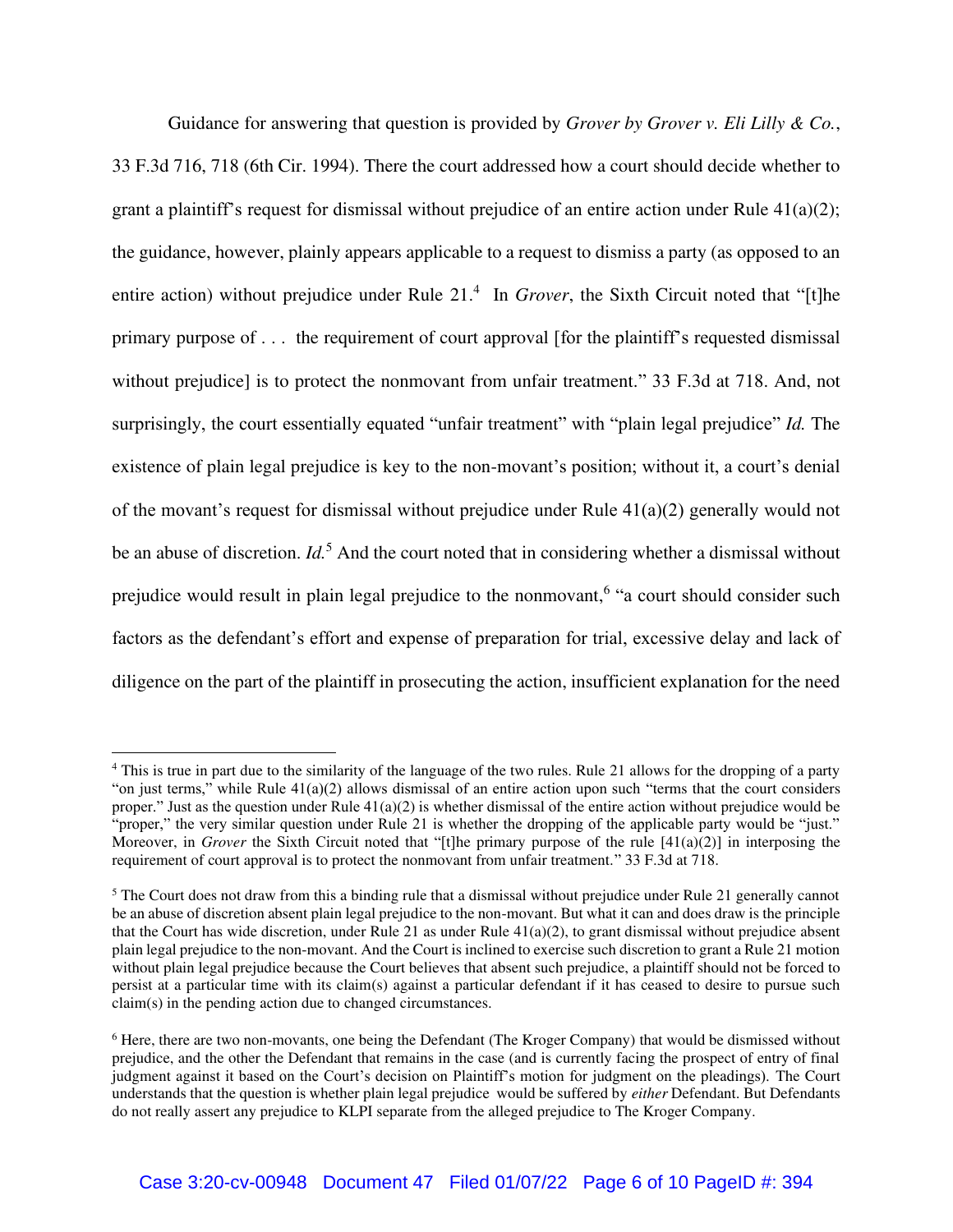Guidance for answering that question is provided by *Grover by Grover v. Eli Lilly & Co.*, 33 F.3d 716, 718 (6th Cir. 1994). There the court addressed how a court should decide whether to grant a plaintiff's request for dismissal without prejudice of an entire action under Rule 41(a)(2); the guidance, however, plainly appears applicable to a request to dismiss a party (as opposed to an entire action) without prejudice under Rule 21.[4] In *Grover*, the Sixth Circuit noted that "[t]he primary purpose of . . . the requirement of court approval [for the plaintiff's requested dismissal without prejudice] is to protect the nonmovant from unfair treatment." 33 F.3d at 718. And, not surprisingly, the court essentially equated "unfair treatment" with "plain legal prejudice" *Id.* The existence of plain legal prejudice is key to the non-movant's position; without it, a court's denial of the movant's request for dismissal without prejudice under Rule 41(a)(2) generally would not be an abuse of discretion. *Id.*[5] And the court noted that in considering whether a dismissal without prejudice would result in plain legal prejudice to the nonmovant,[6] "a court should consider such factors as the defendant's effort and expense of preparation for trial, excessive delay and lack of diligence on the part of the plaintiff in prosecuting the action, insufficient explanation for the need

---

[4] This is true in part due to the similarity of the language of the two rules. Rule 21 allows for the dropping of a party "on just terms," while Rule 41(a)(2) allows dismissal of an entire action upon such "terms that the court considers proper." Just as the question under Rule 41(a)(2) is whether dismissal of the entire action without prejudice would be "proper," the very similar question under Rule 21 is whether the dropping of the applicable party would be "just." Moreover, in *Grover* the Sixth Circuit noted that "[t]he primary purpose of the rule [41(a)(2)] in interposing the requirement of court approval is to protect the nonmovant from unfair treatment." 33 F.3d at 718.

[5] The Court does not draw from this a binding rule that a dismissal without prejudice under Rule 21 generally cannot be an abuse of discretion absent plain legal prejudice to the non-movant. But what it can and does draw is the principle that the Court has wide discretion, under Rule 21 as under Rule 41(a)(2), to grant dismissal without prejudice absent plain legal prejudice to the non-movant. And the Court is inclined to exercise such discretion to grant a Rule 21 motion without plain legal prejudice because the Court believes that absent such prejudice, a plaintiff should not be forced to persist at a particular time with its claim(s) against a particular defendant if it has ceased to desire to pursue such claim(s) in the pending action due to changed circumstances.

[6] Here, there are two non-movants, one being the Defendant (The Kroger Company) that would be dismissed without prejudice, and the other the Defendant that remains in the case (and is currently facing the prospect of entry of final judgment against it based on the Court's decision on Plaintiff's motion for judgment on the pleadings). The Court understands that the question is whether plain legal prejudice would be suffered by *either* Defendant. But Defendants do not really assert any prejudice to KLPI separate from the alleged prejudice to The Kroger Company.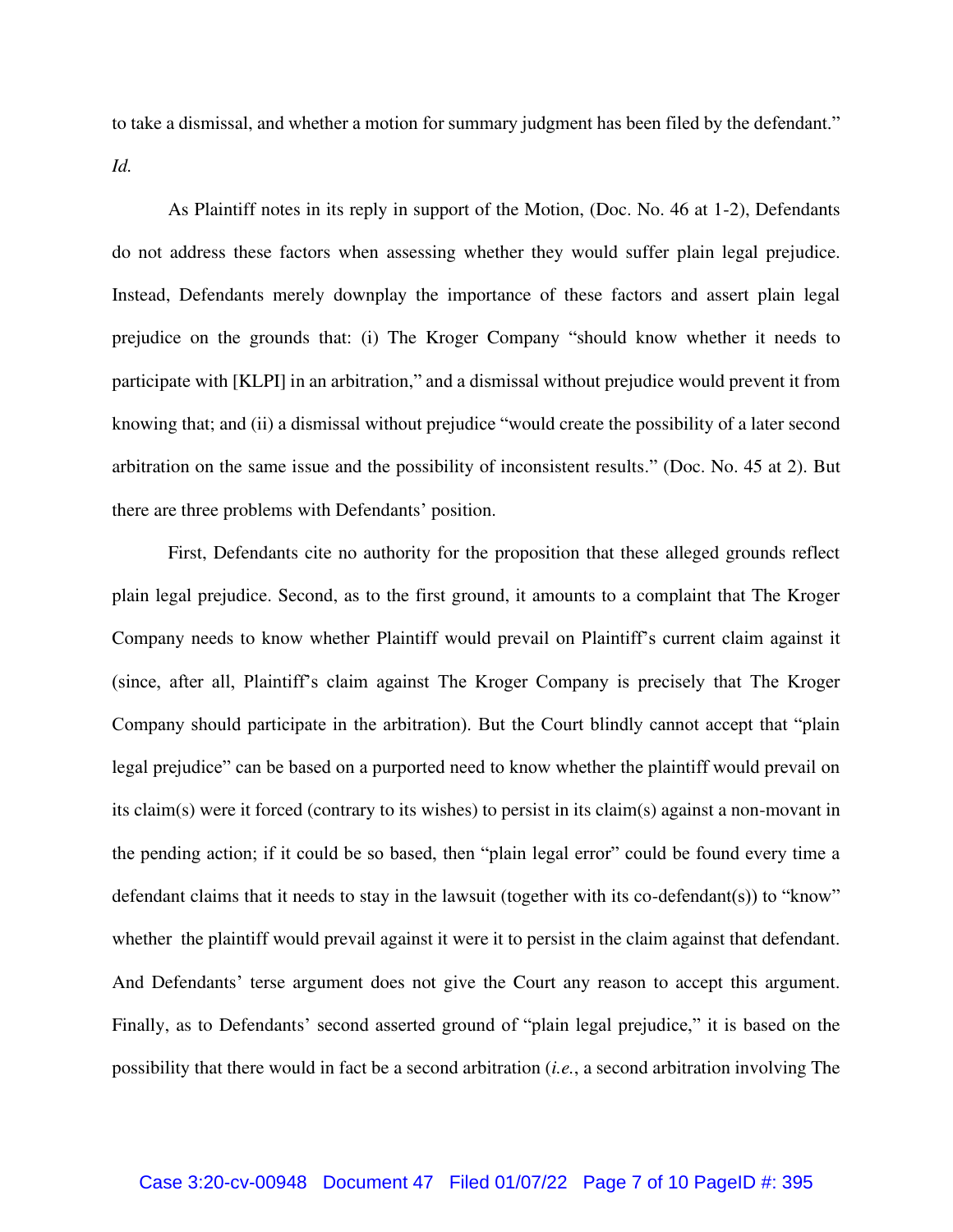to take a dismissal, and whether a motion for summary judgment has been filed by the defendant." *Id.*

As Plaintiff notes in its reply in support of the Motion, (Doc. No. 46 at 1-2), Defendants do not address these factors when assessing whether they would suffer plain legal prejudice. Instead, Defendants merely downplay the importance of these factors and assert plain legal prejudice on the grounds that: (i) The Kroger Company "should know whether it needs to participate with [KLPI] in an arbitration," and a dismissal without prejudice would prevent it from knowing that; and (ii) a dismissal without prejudice "would create the possibility of a later second arbitration on the same issue and the possibility of inconsistent results." (Doc. No. 45 at 2). But there are three problems with Defendants' position.

First, Defendants cite no authority for the proposition that these alleged grounds reflect plain legal prejudice. Second, as to the first ground, it amounts to a complaint that The Kroger Company needs to know whether Plaintiff would prevail on Plaintiff's current claim against it (since, after all, Plaintiff's claim against The Kroger Company is precisely that The Kroger Company should participate in the arbitration). But the Court blindly cannot accept that "plain legal prejudice" can be based on a purported need to know whether the plaintiff would prevail on its claim(s) were it forced (contrary to its wishes) to persist in its claim(s) against a non-movant in the pending action; if it could be so based, then "plain legal error" could be found every time a defendant claims that it needs to stay in the lawsuit (together with its co-defendant(s)) to "know" whether the plaintiff would prevail against it were it to persist in the claim against that defendant. And Defendants' terse argument does not give the Court any reason to accept this argument. Finally, as to Defendants' second asserted ground of "plain legal prejudice," it is based on the possibility that there would in fact be a second arbitration (*i.e.*, a second arbitration involving The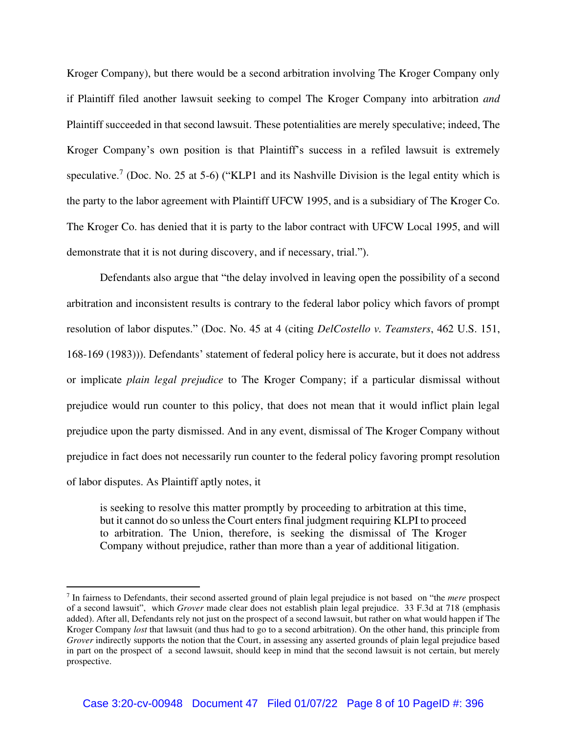Kroger Company), but there would be a second arbitration involving The Kroger Company only if Plaintiff filed another lawsuit seeking to compel The Kroger Company into arbitration *and* Plaintiff succeeded in that second lawsuit. These potentialities are merely speculative; indeed, The Kroger Company's own position is that Plaintiff's success in a refiled lawsuit is extremely speculative.[7] (Doc. No. 25 at 5-6) ("KLP1 and its Nashville Division is the legal entity which is the party to the labor agreement with Plaintiff UFCW 1995, and is a subsidiary of The Kroger Co. The Kroger Co. has denied that it is party to the labor contract with UFCW Local 1995, and will demonstrate that it is not during discovery, and if necessary, trial.").

Defendants also argue that "the delay involved in leaving open the possibility of a second arbitration and inconsistent results is contrary to the federal labor policy which favors of prompt resolution of labor disputes." (Doc. No. 45 at 4 (citing *DelCostello v. Teamsters*, 462 U.S. 151, 168-169 (1983))). Defendants' statement of federal policy here is accurate, but it does not address or implicate *plain legal prejudice* to The Kroger Company; if a particular dismissal without prejudice would run counter to this policy, that does not mean that it would inflict plain legal prejudice upon the party dismissed. And in any event, dismissal of The Kroger Company without prejudice in fact does not necessarily run counter to the federal policy favoring prompt resolution of labor disputes. As Plaintiff aptly notes, it

> is seeking to resolve this matter promptly by proceeding to arbitration at this time, but it cannot do so unless the Court enters final judgment requiring KLPI to proceed to arbitration. The Union, therefore, is seeking the dismissal of The Kroger Company without prejudice, rather than more than a year of additional litigation.

---

[7] In fairness to Defendants, their second asserted ground of plain legal prejudice is not based on "the *mere* prospect of a second lawsuit", which *Grover* made clear does not establish plain legal prejudice. 33 F.3d at 718 (emphasis added). After all, Defendants rely not just on the prospect of a second lawsuit, but rather on what would happen if The Kroger Company *lost* that lawsuit (and thus had to go to a second arbitration). On the other hand, this principle from *Grover* indirectly supports the notion that the Court, in assessing any asserted grounds of plain legal prejudice based in part on the prospect of a second lawsuit, should keep in mind that the second lawsuit is not certain, but merely prospective.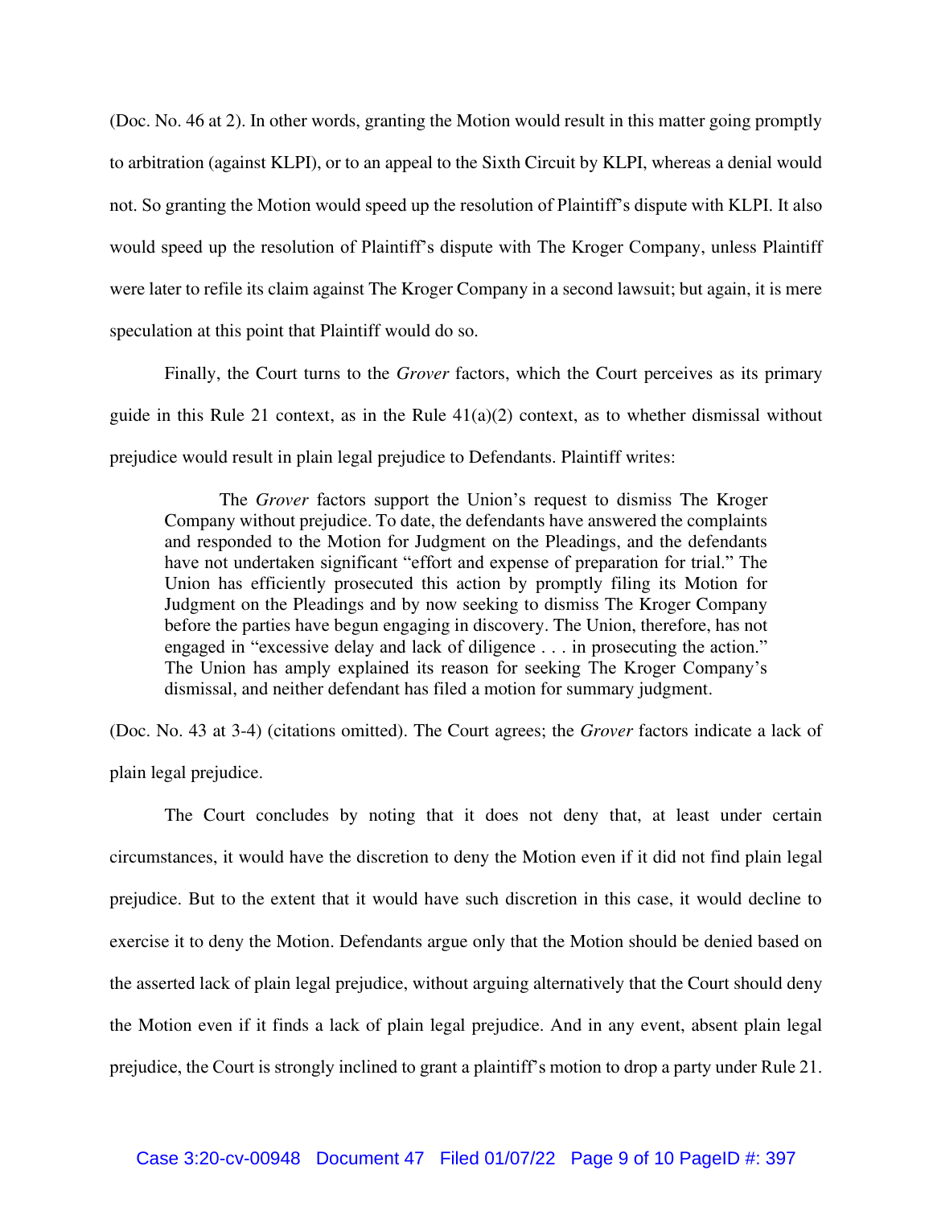(Doc. No. 46 at 2). In other words, granting the Motion would result in this matter going promptly to arbitration (against KLPI), or to an appeal to the Sixth Circuit by KLPI, whereas a denial would not. So granting the Motion would speed up the resolution of Plaintiff's dispute with KLPI. It also would speed up the resolution of Plaintiff's dispute with The Kroger Company, unless Plaintiff were later to refile its claim against The Kroger Company in a second lawsuit; but again, it is mere speculation at this point that Plaintiff would do so.

Finally, the Court turns to the *Grover* factors, which the Court perceives as its primary guide in this Rule 21 context, as in the Rule 41(a)(2) context, as to whether dismissal without prejudice would result in plain legal prejudice to Defendants. Plaintiff writes:

> The *Grover* factors support the Union's request to dismiss The Kroger Company without prejudice. To date, the defendants have answered the complaints and responded to the Motion for Judgment on the Pleadings, and the defendants have not undertaken significant "effort and expense of preparation for trial." The Union has efficiently prosecuted this action by promptly filing its Motion for Judgment on the Pleadings and by now seeking to dismiss The Kroger Company before the parties have begun engaging in discovery. The Union, therefore, has not engaged in "excessive delay and lack of diligence . . . in prosecuting the action." The Union has amply explained its reason for seeking The Kroger Company's dismissal, and neither defendant has filed a motion for summary judgment.

(Doc. No. 43 at 3-4) (citations omitted). The Court agrees; the *Grover* factors indicate a lack of plain legal prejudice.

The Court concludes by noting that it does not deny that, at least under certain circumstances, it would have the discretion to deny the Motion even if it did not find plain legal prejudice. But to the extent that it would have such discretion in this case, it would decline to exercise it to deny the Motion. Defendants argue only that the Motion should be denied based on the asserted lack of plain legal prejudice, without arguing alternatively that the Court should deny the Motion even if it finds a lack of plain legal prejudice. And in any event, absent plain legal prejudice, the Court is strongly inclined to grant a plaintiff's motion to drop a party under Rule 21.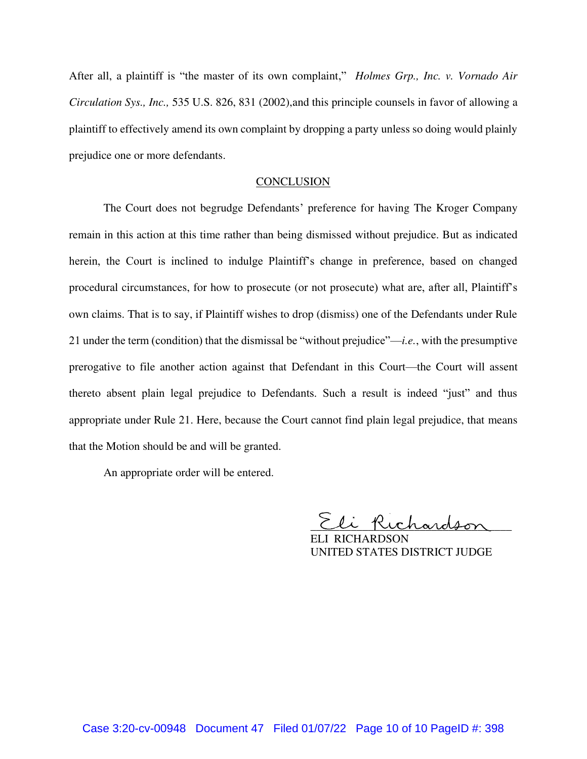After all, a plaintiff is "the master of its own complaint," *Holmes Grp., Inc. v. Vornado Air Circulation Sys., Inc.,* 535 U.S. 826, 831 (2002),and this principle counsels in favor of allowing a plaintiff to effectively amend its own complaint by dropping a party unless so doing would plainly prejudice one or more defendants.

## CONCLUSION

The Court does not begrudge Defendants' preference for having The Kroger Company remain in this action at this time rather than being dismissed without prejudice. But as indicated herein, the Court is inclined to indulge Plaintiff's change in preference, based on changed procedural circumstances, for how to prosecute (or not prosecute) what are, after all, Plaintiff's own claims. That is to say, if Plaintiff wishes to drop (dismiss) one of the Defendants under Rule 21 under the term (condition) that the dismissal be "without prejudice"—*i.e.*, with the presumptive prerogative to file another action against that Defendant in this Court—the Court will assent thereto absent plain legal prejudice to Defendants. Such a result is indeed "just" and thus appropriate under Rule 21. Here, because the Court cannot find plain legal prejudice, that means that the Motion should be and will be granted.

An appropriate order will be entered.

Eli Richardson
ELI RICHARDSON
UNITED STATES DISTRICT JUDGE